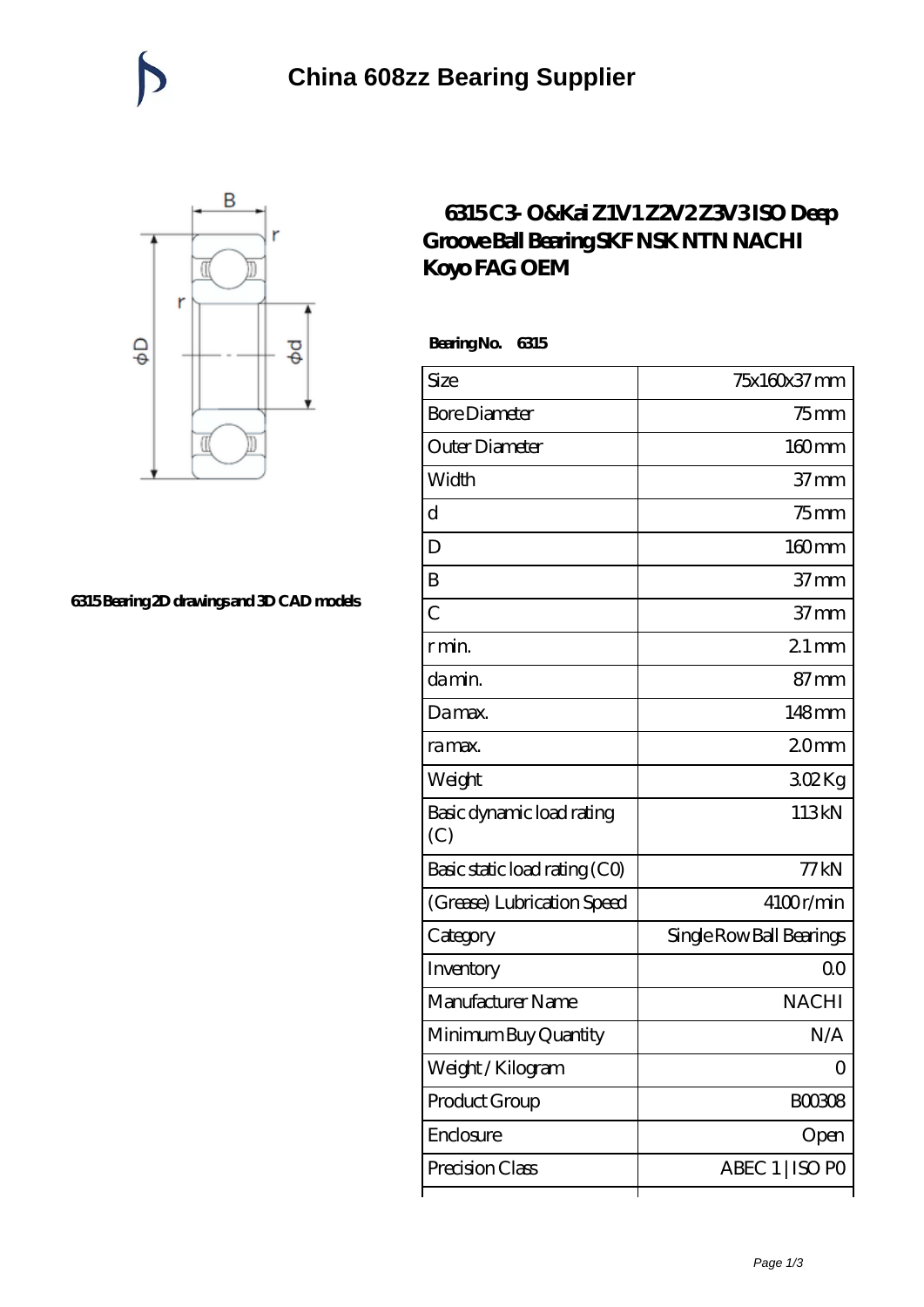# China 608zz Bearing Supplier

6315 Bearing 2D drawings and 3D CAD models

## 6315 C3- O&Kai Z1V1 Z2V2 Z3V3 ISO Deep Groove Ball Bearing SKF NSK NTN NACHI Koyo FAG OEM

**Bearing No. 6315**

| | |
|---|---|
| Size | 75x160x37 mm |
| Bore Diameter | 75 mm |
| Outer Diameter | 160 mm |
| Width | 37 mm |
| d | 75 mm |
| D | 160 mm |
| B | 37 mm |
| C | 37 mm |
| r min. | 2.1 mm |
| da min. | 87 mm |
| Da max. | 148 mm |
| ra max. | 2.0 mm |
| Weight | 3.02 Kg |
| Basic dynamic load rating (C) | 113 kN |
| Basic static load rating (C0) | 77 kN |
| (Grease) Lubrication Speed | 4100 r/min |
| Category | Single Row Ball Bearings |
| Inventory | 0.0 |
| Manufacturer Name | NACHI |
| Minimum Buy Quantity | N/A |
| Weight / Kilogram | 0 |
| Product Group | B00308 |
| Enclosure | Open |
| Precision Class | ABEC 1 \| ISO P0 |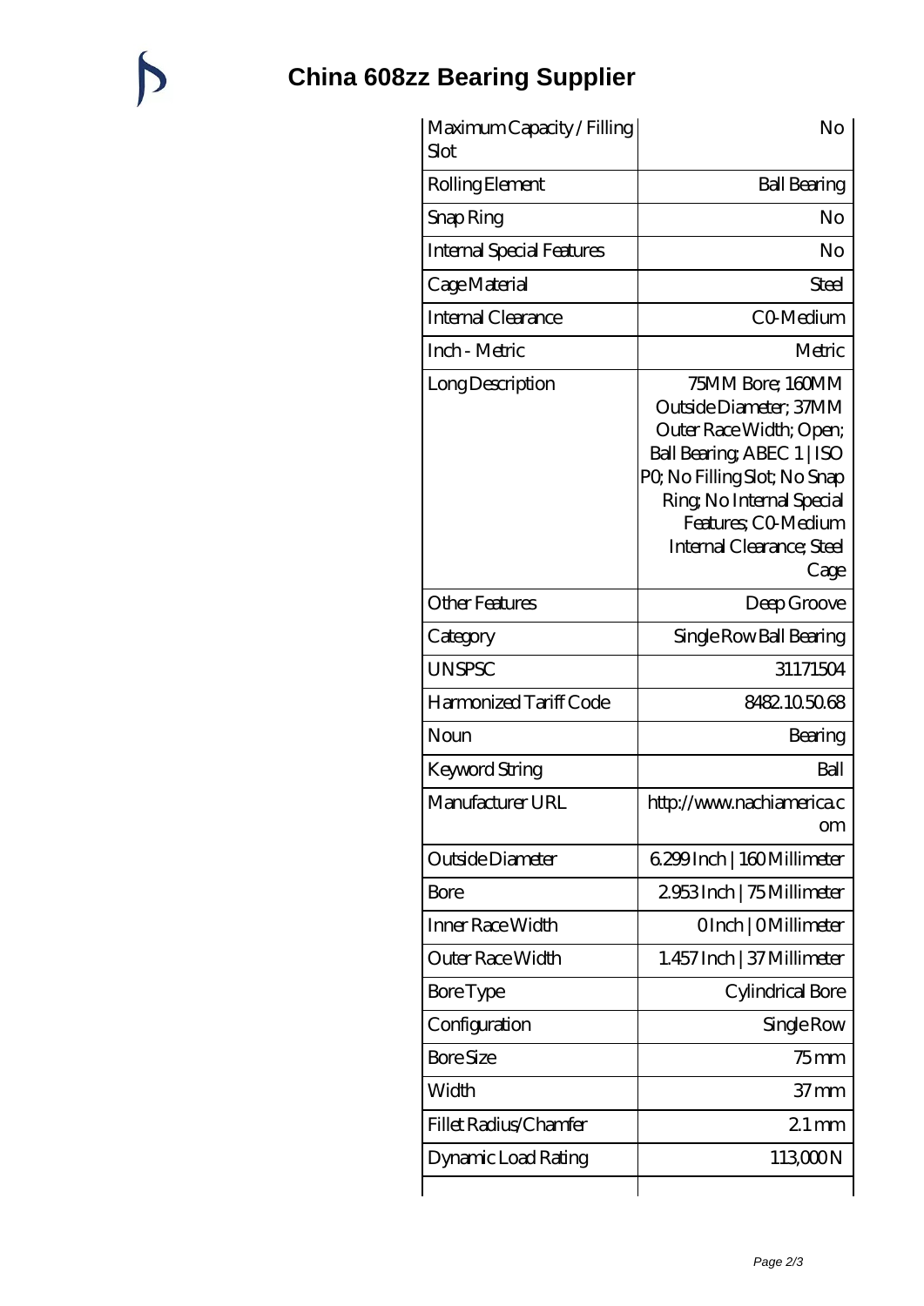# China 608zz Bearing Supplier

| Maximum Capacity / Filling Slot | No |
|---|---|
| Rolling Element | Ball Bearing |
| Snap Ring | No |
| Internal Special Features | No |
| Cage Material | Steel |
| Internal Clearance | C0-Medium |
| Inch - Metric | Metric |
| Long Description | 75MM Bore; 160MM Outside Diameter; 37MM Outer Race Width; Open; Ball Bearing; ABEC 1 \| ISO P0; No Filling Slot; No Snap Ring; No Internal Special Features; C0-Medium Internal Clearance; Steel Cage |
| Other Features | Deep Groove |
| Category | Single Row Ball Bearing |
| UNSPSC | 31171504 |
| Harmonized Tariff Code | 8482.10.50.68 |
| Noun | Bearing |
| Keyword String | Ball |
| Manufacturer URL | http://www.nachiamerica.com |
| Outside Diameter | 6.299 Inch \| 160 Millimeter |
| Bore | 2.953 Inch \| 75 Millimeter |
| Inner Race Width | 0 Inch \| 0 Millimeter |
| Outer Race Width | 1.457 Inch \| 37 Millimeter |
| Bore Type | Cylindrical Bore |
| Configuration | Single Row |
| Bore Size | 75 mm |
| Width | 37 mm |
| Fillet Radius/Chamfer | 2.1 mm |
| Dynamic Load Rating | 113,000 N |
| | |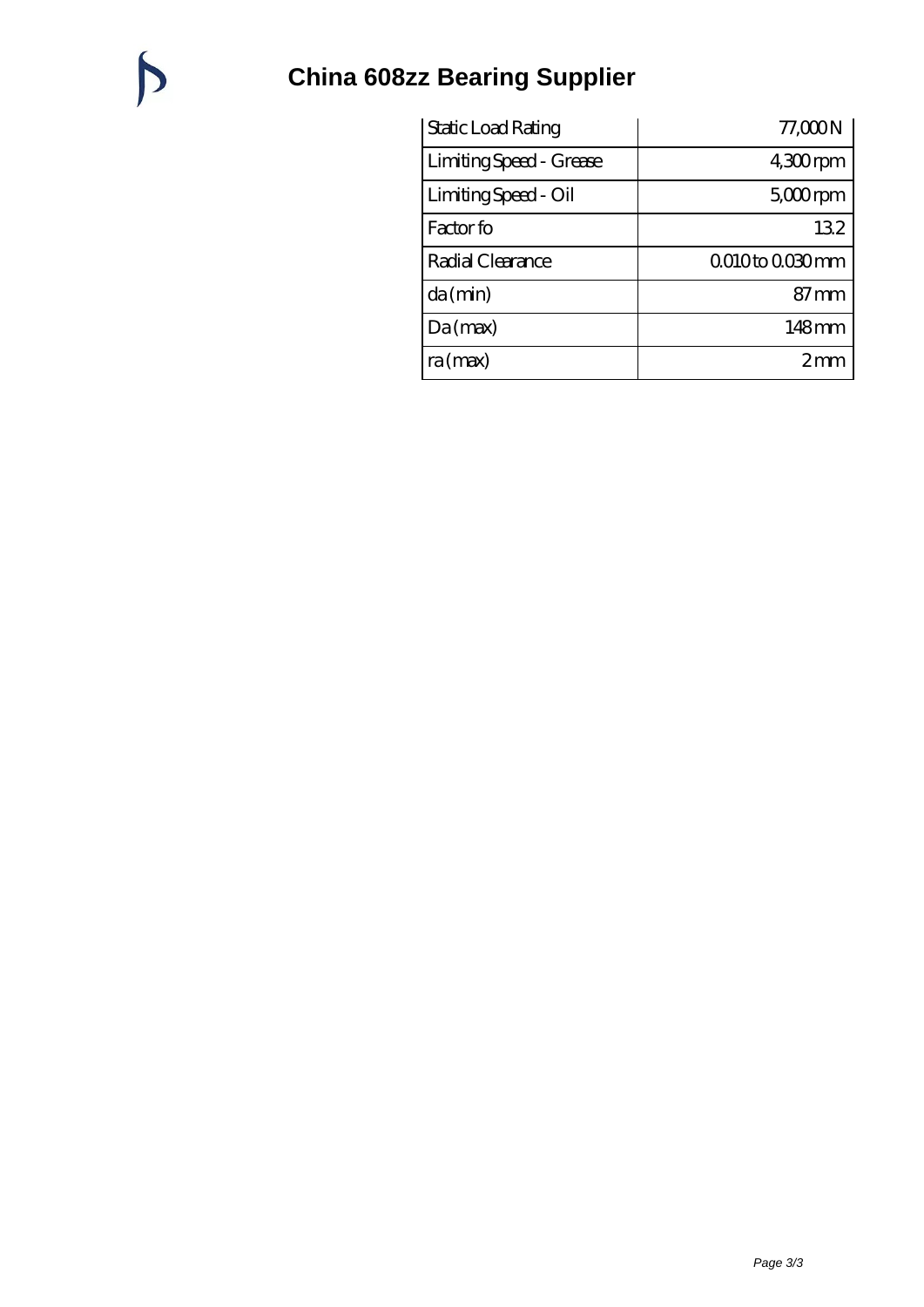# China 608zz Bearing Supplier

| | |
|---|---|
| Static Load Rating | 77,000 N |
| Limiting Speed - Grease | 4,300 rpm |
| Limiting Speed - Oil | 5,000 rpm |
| Factor fo | 13.2 |
| Radial Clearance | 0.010 to 0.030 mm |
| da (min) | 87 mm |
| Da (max) | 148 mm |
| ra (max) | 2 mm |